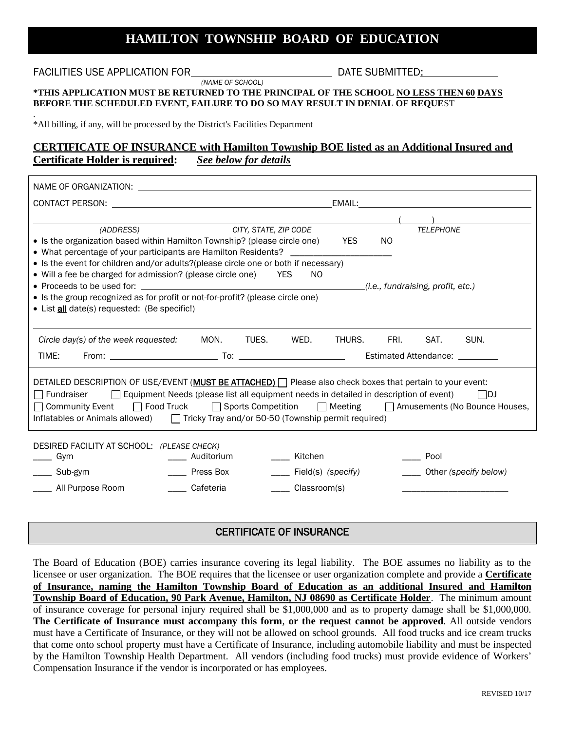# HAMILTON TOWNSHIP BOARD OF EDUCATION

FACILITIES USE APPLICATION FOR\_\_\_\_\_\_\_\_\_\_\_\_\_\_\_\_\_\_\_\_\_\_\_\_ DATE SUBMITTED: \_\_\_\_\_\_\_\_\_\_\_\_\_\_
*(NAME OF SCHOOL)*

**\*THIS APPLICATION MUST BE RETURNED TO THE PRINCIPAL OF THE SCHOOL NO LESS THEN 60 DAYS BEFORE THE SCHEDULED EVENT, FAILURE TO DO SO MAY RESULT IN DENIAL OF REQUEST**

*All billing, if any, will be processed by the District's Facilities Department

**CERTIFICATE OF INSURANCE with Hamilton Township BOE listed as an Additional Insured and Certificate Holder is required:** ***See below for details***

NAME OF ORGANIZATION: \_\_\_\_\_\_\_\_\_\_\_\_\_\_\_\_\_\_\_\_\_\_\_\_\_\_\_\_\_\_\_\_\_\_\_\_\_\_\_\_\_\_\_\_\_\_

CONTACT PERSON: \_\_\_\_\_\_\_\_\_\_\_\_\_\_\_\_\_\_\_\_\_\_\_\_\_\_\_\_\_\_ EMAIL: \_\_\_\_\_\_\_\_\_\_\_\_\_\_\_\_\_\_\_\_\_\_

\_\_\_\_\_\_\_\_\_\_\_\_\_\_\_\_\_\_\_\_ \_\_\_\_\_\_\_\_\_\_\_\_\_\_\_\_\_\_\_\_ ( ) \_\_\_\_\_\_\_\_\_\_\_\_
*(ADDRESS)* *CITY, STATE, ZIP CODE* *TELEPHONE*

- Is the organization based within Hamilton Township? (please circle one) YES NO
- What percentage of your participants are Hamilton Residents? \_\_\_\_\_\_\_\_\_\_\_\_\_\_\_\_\_\_\_\_\_\_
- Is the event for children and/or adults?(please circle one or both if necessary)
- Will a fee be charged for admission? (please circle one) YES NO
- Proceeds to be used for: \_\_\_\_\_\_\_\_\_\_\_\_\_\_\_\_\_\_\_\_\_\_\_\_\_\_\_\_\_\_\_\_ *(i.e., fundraising, profit, etc.)*
- Is the group recognized as for profit or not-for-profit? (please circle one)
- List **all** date(s) requested: (Be specific!)

\_\_\_\_\_\_\_\_\_\_\_\_\_\_\_\_\_\_\_\_\_\_\_\_\_\_\_\_\_\_\_\_\_\_\_\_\_\_\_\_\_\_\_\_\_\_\_\_\_\_\_\_\_\_\_\_\_\_\_\_\_\_\_\_\_\_

*Circle day(s) of the week requested:* MON. TUES. WED. THURS. FRI. SAT. SUN.

TIME: From: \_\_\_\_\_\_\_\_\_\_\_\_\_\_\_\_\_\_\_\_\_\_ To: \_\_\_\_\_\_\_\_\_\_\_\_\_\_\_\_\_\_\_\_\_\_ Estimated Attendance: \_\_\_\_\_\_\_\_\_

DETAILED DESCRIPTION OF USE/EVENT (**MUST BE ATTACHED)** ☐ Please also check boxes that pertain to your event:
☐ Fundraiser ☐ Equipment Needs (please list all equipment needs in detailed in description of event) ☐ DJ
☐ Community Event ☐ Food Truck ☐ Sports Competition ☐ Meeting ☐ Amusements (No Bounce Houses, Inflatables or Animals allowed) ☐ Tricky Tray and/or 50-50 (Township permit required)

DESIRED FACILITY AT SCHOOL: *(PLEASE CHECK)*

| | | | |
|---|---|---|---|
| \_\_\_\_ Gym | \_\_\_\_ Auditorium | \_\_\_\_ Kitchen | \_\_\_\_ Pool |
| \_\_\_\_ Sub-gym | \_\_\_\_ Press Box | \_\_\_\_ Field(s) *(specify)* | \_\_\_\_ Other *(specify below)* |
| \_\_\_\_ All Purpose Room | \_\_\_\_ Cafeteria | \_\_\_\_ Classroom(s) | \_\_\_\_\_\_\_\_\_\_\_\_\_\_\_\_\_\_\_\_\_\_ |

## CERTIFICATE OF INSURANCE

The Board of Education (BOE) carries insurance covering its legal liability. The BOE assumes no liability as to the licensee or user organization. The BOE requires that the licensee or user organization complete and provide a **Certificate of Insurance, naming the Hamilton Township Board of Education as an additional Insured and Hamilton Township Board of Education, 90 Park Avenue, Hamilton, NJ 08690 as Certificate Holder**. The minimum amount of insurance coverage for personal injury required shall be $1,000,000 and as to property damage shall be $1,000,000. **The Certificate of Insurance must accompany this form**, **or the request cannot be approved**. All outside vendors must have a Certificate of Insurance, or they will not be allowed on school grounds. All food trucks and ice cream trucks that come onto school property must have a Certificate of Insurance, including automobile liability and must be inspected by the Hamilton Township Health Department. All vendors (including food trucks) must provide evidence of Workers' Compensation Insurance if the vendor is incorporated or has employees.

REVISED 10/17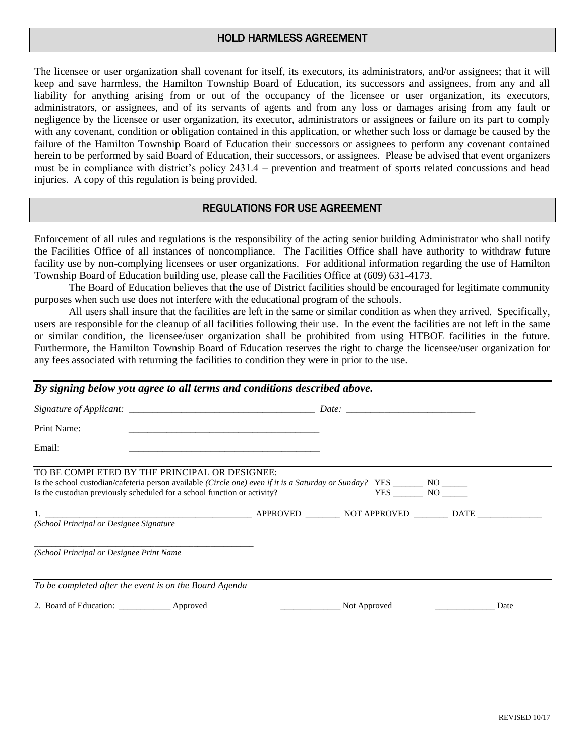## HOLD HARMLESS AGREEMENT

The licensee or user organization shall covenant for itself, its executors, its administrators, and/or assignees; that it will keep and save harmless, the Hamilton Township Board of Education, its successors and assignees, from any and all liability for anything arising from or out of the occupancy of the licensee or user organization, its executors, administrators, or assignees, and of its servants of agents and from any loss or damages arising from any fault or negligence by the licensee or user organization, its executor, administrators or assignees or failure on its part to comply with any covenant, condition or obligation contained in this application, or whether such loss or damage be caused by the failure of the Hamilton Township Board of Education their successors or assignees to perform any covenant contained herein to be performed by said Board of Education, their successors, or assignees. Please be advised that event organizers must be in compliance with district's policy 2431.4 – prevention and treatment of sports related concussions and head injuries. A copy of this regulation is being provided.

## REGULATIONS FOR USE AGREEMENT

Enforcement of all rules and regulations is the responsibility of the acting senior building Administrator who shall notify the Facilities Office of all instances of noncompliance. The Facilities Office shall have authority to withdraw future facility use by non-complying licensees or user organizations. For additional information regarding the use of Hamilton Township Board of Education building use, please call the Facilities Office at (609) 631-4173.

The Board of Education believes that the use of District facilities should be encouraged for legitimate community purposes when such use does not interfere with the educational program of the schools.

All users shall insure that the facilities are left in the same or similar condition as when they arrived. Specifically, users are responsible for the cleanup of all facilities following their use. In the event the facilities are not left in the same or similar condition, the licensee/user organization shall be prohibited from using HTBOE facilities in the future. Furthermore, the Hamilton Township Board of Education reserves the right to charge the licensee/user organization for any fees associated with returning the facilities to condition they were in prior to the use.

***By signing below you agree to all terms and conditions described above.***

*Signature of Applicant:* ______________________________________ *Date:* ___________________________

Print Name: ________________________________________

Email: ________________________________________

TO BE COMPLETED BY THE PRINCIPAL OR DESIGNEE:

Is the school custodian/cafeteria person available *(Circle one) even if it is a Saturday or Sunday?* YES _______ NO ______

Is the custodian previously scheduled for a school function or activity? YES _______ NO ______

1. _______________________________________________ APPROVED ________ NOT APPROVED ________ DATE ______________

*(School Principal or Designee Signature*

___________________________________________________

*(School Principal or Designee Print Name*

*To be completed after the event is on the Board Agenda*

2. Board of Education: ____________ Approved ______________ Not Approved ______________ Date

REVISED 10/17